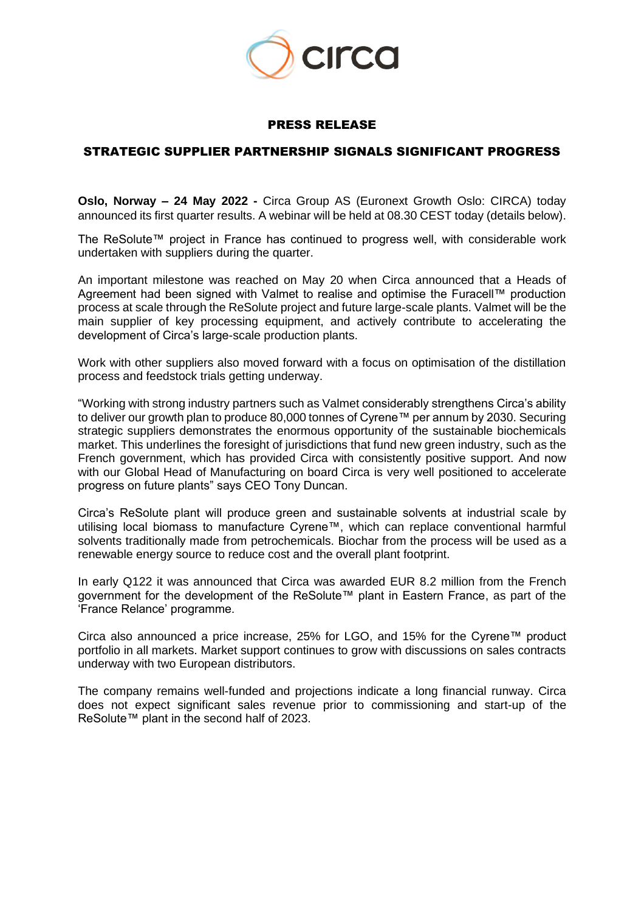# PRESS RELEASE

## STRATEGIC SUPPLIER PARTNERSHIP SIGNALS SIGNIFICANT PROGRESS

**Oslo, Norway – 24 May 2022 -** Circa Group AS (Euronext Growth Oslo: CIRCA) today announced its first quarter results. A webinar will be held at 08.30 CEST today (details below).

The ReSolute™ project in France has continued to progress well, with considerable work undertaken with suppliers during the quarter.

An important milestone was reached on May 20 when Circa announced that a Heads of Agreement had been signed with Valmet to realise and optimise the Furacell™ production process at scale through the ReSolute project and future large-scale plants. Valmet will be the main supplier of key processing equipment, and actively contribute to accelerating the development of Circa's large-scale production plants.

Work with other suppliers also moved forward with a focus on optimisation of the distillation process and feedstock trials getting underway.

"Working with strong industry partners such as Valmet considerably strengthens Circa's ability to deliver our growth plan to produce 80,000 tonnes of Cyrene™ per annum by 2030. Securing strategic suppliers demonstrates the enormous opportunity of the sustainable biochemicals market. This underlines the foresight of jurisdictions that fund new green industry, such as the French government, which has provided Circa with consistently positive support. And now with our Global Head of Manufacturing on board Circa is very well positioned to accelerate progress on future plants" says CEO Tony Duncan.

Circa's ReSolute plant will produce green and sustainable solvents at industrial scale by utilising local biomass to manufacture Cyrene™, which can replace conventional harmful solvents traditionally made from petrochemicals. Biochar from the process will be used as a renewable energy source to reduce cost and the overall plant footprint.

In early Q122 it was announced that Circa was awarded EUR 8.2 million from the French government for the development of the ReSolute™ plant in Eastern France, as part of the 'France Relance' programme.

Circa also announced a price increase, 25% for LGO, and 15% for the Cyrene™ product portfolio in all markets. Market support continues to grow with discussions on sales contracts underway with two European distributors.

The company remains well-funded and projections indicate a long financial runway. Circa does not expect significant sales revenue prior to commissioning and start-up of the ReSolute™ plant in the second half of 2023.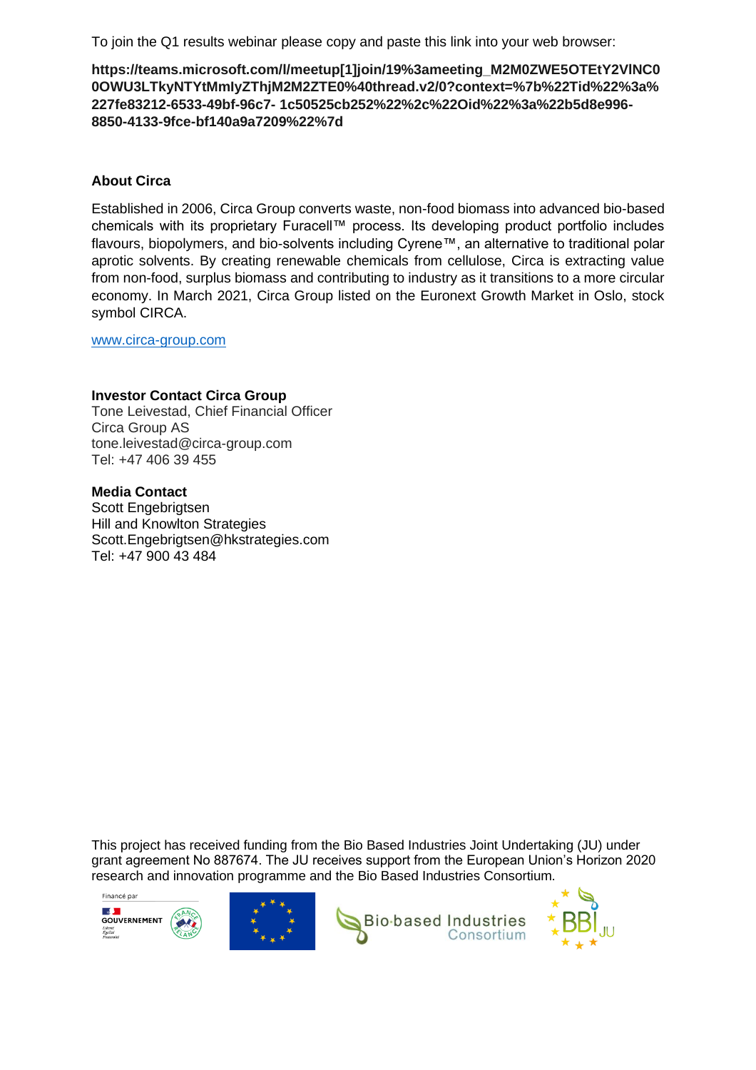To join the Q1 results webinar please copy and paste this link into your web browser:

**https://teams.microsoft.com/l/meetup[1]join/19%3ameeting_M2M0ZWE5OTEtY2VlNC00OWU3LTkyNTYtMmIyZThjM2M2ZTE0%40thread.v2/0?context=%7b%22Tid%22%3a%227fe83212-6533-49bf-96c7- 1c50525cb252%22%2c%22Oid%22%3a%22b5d8e996-8850-4133-9fce-bf140a9a7209%22%7d**

**About Circa**

Established in 2006, Circa Group converts waste, non-food biomass into advanced bio-based chemicals with its proprietary Furacell™ process. Its developing product portfolio includes flavours, biopolymers, and bio-solvents including Cyrene™, an alternative to traditional polar aprotic solvents. By creating renewable chemicals from cellulose, Circa is extracting value from non-food, surplus biomass and contributing to industry as it transitions to a more circular economy. In March 2021, Circa Group listed on the Euronext Growth Market in Oslo, stock symbol CIRCA.

www.circa-group.com

**Investor Contact Circa Group**
Tone Leivestad, Chief Financial Officer
Circa Group AS
tone.leivestad@circa-group.com
Tel: +47 406 39 455

**Media Contact**
Scott Engebrigtsen
Hill and Knowlton Strategies
Scott.Engebrigtsen@hkstrategies.com
Tel: +47 900 43 484

This project has received funding from the Bio Based Industries Joint Undertaking (JU) under grant agreement No 887674. The JU receives support from the European Union's Horizon 2020 research and innovation programme and the Bio Based Industries Consortium.

Financé par
GOUVERNEMENT
Liberté
Égalité
Fraternité

Bio-based Industries
Consortium

BBI JU